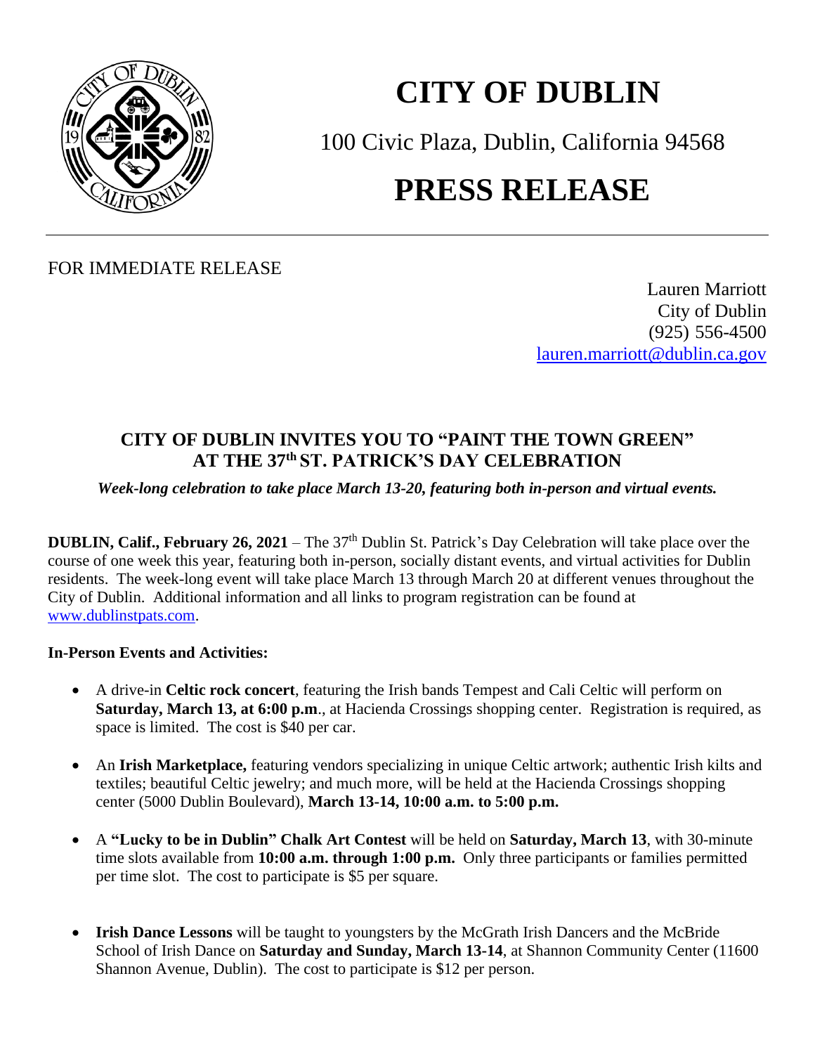# CITY OF DUBLIN

100 Civic Plaza, Dublin, California 94568

# PRESS RELEASE

FOR IMMEDIATE RELEASE

Lauren Marriott
City of Dublin
(925) 556-4500
lauren.marriott@dublin.ca.gov

## CITY OF DUBLIN INVITES YOU TO "PAINT THE TOWN GREEN" AT THE 37th ST. PATRICK'S DAY CELEBRATION

*Week-long celebration to take place March 13-20, featuring both in-person and virtual events.*

**DUBLIN, Calif., February 26, 2021** – The 37th Dublin St. Patrick's Day Celebration will take place over the course of one week this year, featuring both in-person, socially distant events, and virtual activities for Dublin residents. The week-long event will take place March 13 through March 20 at different venues throughout the City of Dublin. Additional information and all links to program registration can be found at www.dublinstpats.com.

**In-Person Events and Activities:**

- A drive-in **Celtic rock concert**, featuring the Irish bands Tempest and Cali Celtic will perform on **Saturday, March 13, at 6:00 p.m**., at Hacienda Crossings shopping center. Registration is required, as space is limited. The cost is $40 per car.
- An **Irish Marketplace,** featuring vendors specializing in unique Celtic artwork; authentic Irish kilts and textiles; beautiful Celtic jewelry; and much more, will be held at the Hacienda Crossings shopping center (5000 Dublin Boulevard), **March 13-14, 10:00 a.m. to 5:00 p.m.**
- A **"Lucky to be in Dublin" Chalk Art Contest** will be held on **Saturday, March 13**, with 30-minute time slots available from **10:00 a.m. through 1:00 p.m.** Only three participants or families permitted per time slot. The cost to participate is $5 per square.
- **Irish Dance Lessons** will be taught to youngsters by the McGrath Irish Dancers and the McBride School of Irish Dance on **Saturday and Sunday, March 13-14**, at Shannon Community Center (11600 Shannon Avenue, Dublin). The cost to participate is $12 per person.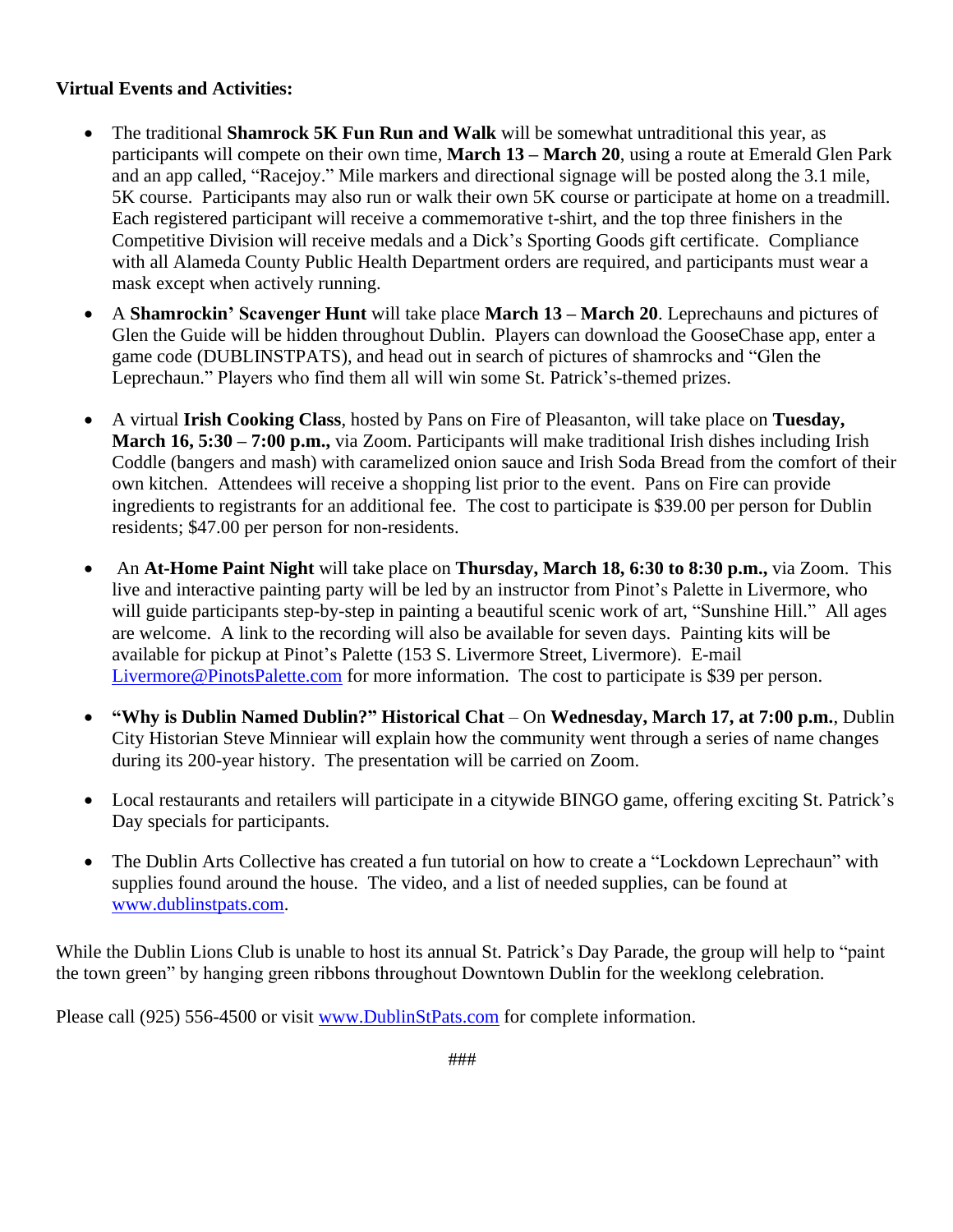**Virtual Events and Activities:**

- The traditional **Shamrock 5K Fun Run and Walk** will be somewhat untraditional this year, as participants will compete on their own time, **March 13 – March 20**, using a route at Emerald Glen Park and an app called, "Racejoy." Mile markers and directional signage will be posted along the 3.1 mile, 5K course. Participants may also run or walk their own 5K course or participate at home on a treadmill. Each registered participant will receive a commemorative t-shirt, and the top three finishers in the Competitive Division will receive medals and a Dick's Sporting Goods gift certificate. Compliance with all Alameda County Public Health Department orders are required, and participants must wear a mask except when actively running.

- A **Shamrockin' Scavenger Hunt** will take place **March 13 – March 20**. Leprechauns and pictures of Glen the Guide will be hidden throughout Dublin. Players can download the GooseChase app, enter a game code (DUBLINSTPATS), and head out in search of pictures of shamrocks and "Glen the Leprechaun." Players who find them all will win some St. Patrick's-themed prizes.

- A virtual **Irish Cooking Class**, hosted by Pans on Fire of Pleasanton, will take place on **Tuesday, March 16, 5:30 – 7:00 p.m.,** via Zoom. Participants will make traditional Irish dishes including Irish Coddle (bangers and mash) with caramelized onion sauce and Irish Soda Bread from the comfort of their own kitchen. Attendees will receive a shopping list prior to the event. Pans on Fire can provide ingredients to registrants for an additional fee. The cost to participate is $39.00 per person for Dublin residents; $47.00 per person for non-residents.

- An **At-Home Paint Night** will take place on **Thursday, March 18, 6:30 to 8:30 p.m.,** via Zoom. This live and interactive painting party will be led by an instructor from Pinot's Palette in Livermore, who will guide participants step-by-step in painting a beautiful scenic work of art, "Sunshine Hill." All ages are welcome. A link to the recording will also be available for seven days. Painting kits will be available for pickup at Pinot's Palette (153 S. Livermore Street, Livermore). E-mail Livermore@PinotsPalette.com for more information. The cost to participate is $39 per person.

- **"Why is Dublin Named Dublin?" Historical Chat** – On **Wednesday, March 17, at 7:00 p.m.**, Dublin City Historian Steve Minniear will explain how the community went through a series of name changes during its 200-year history. The presentation will be carried on Zoom.

- Local restaurants and retailers will participate in a citywide BINGO game, offering exciting St. Patrick's Day specials for participants.

- The Dublin Arts Collective has created a fun tutorial on how to create a "Lockdown Leprechaun" with supplies found around the house. The video, and a list of needed supplies, can be found at www.dublinstpats.com.

While the Dublin Lions Club is unable to host its annual St. Patrick's Day Parade, the group will help to "paint the town green" by hanging green ribbons throughout Downtown Dublin for the weeklong celebration.

Please call (925) 556-4500 or visit www.DublinStPats.com for complete information.

###